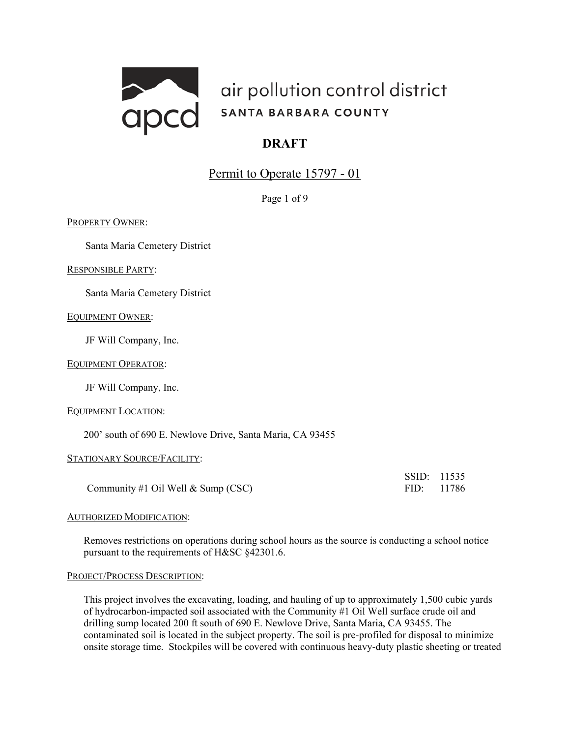air pollution control district
SANTA BARBARA COUNTY

# DRAFT

## Permit to Operate 15797 - 01

PROPERTY OWNER:

Santa Maria Cemetery District

RESPONSIBLE PARTY:

Santa Maria Cemetery District

EQUIPMENT OWNER:

JF Will Company, Inc.

EQUIPMENT OPERATOR:

JF Will Company, Inc.

EQUIPMENT LOCATION:

200' south of 690 E. Newlove Drive, Santa Maria, CA 93455

STATIONARY SOURCE/FACILITY:

Community #1 Oil Well & Sump (CSC)

SSID: 11535
FID: 11786

AUTHORIZED MODIFICATION:

Removes restrictions on operations during school hours as the source is conducting a school notice pursuant to the requirements of H&SC §42301.6.

PROJECT/PROCESS DESCRIPTION:

This project involves the excavating, loading, and hauling of up to approximately 1,500 cubic yards of hydrocarbon-impacted soil associated with the Community #1 Oil Well surface crude oil and drilling sump located 200 ft south of 690 E. Newlove Drive, Santa Maria, CA 93455. The contaminated soil is located in the subject property. The soil is pre-profiled for disposal to minimize onsite storage time. Stockpiles will be covered with continuous heavy-duty plastic sheeting or treated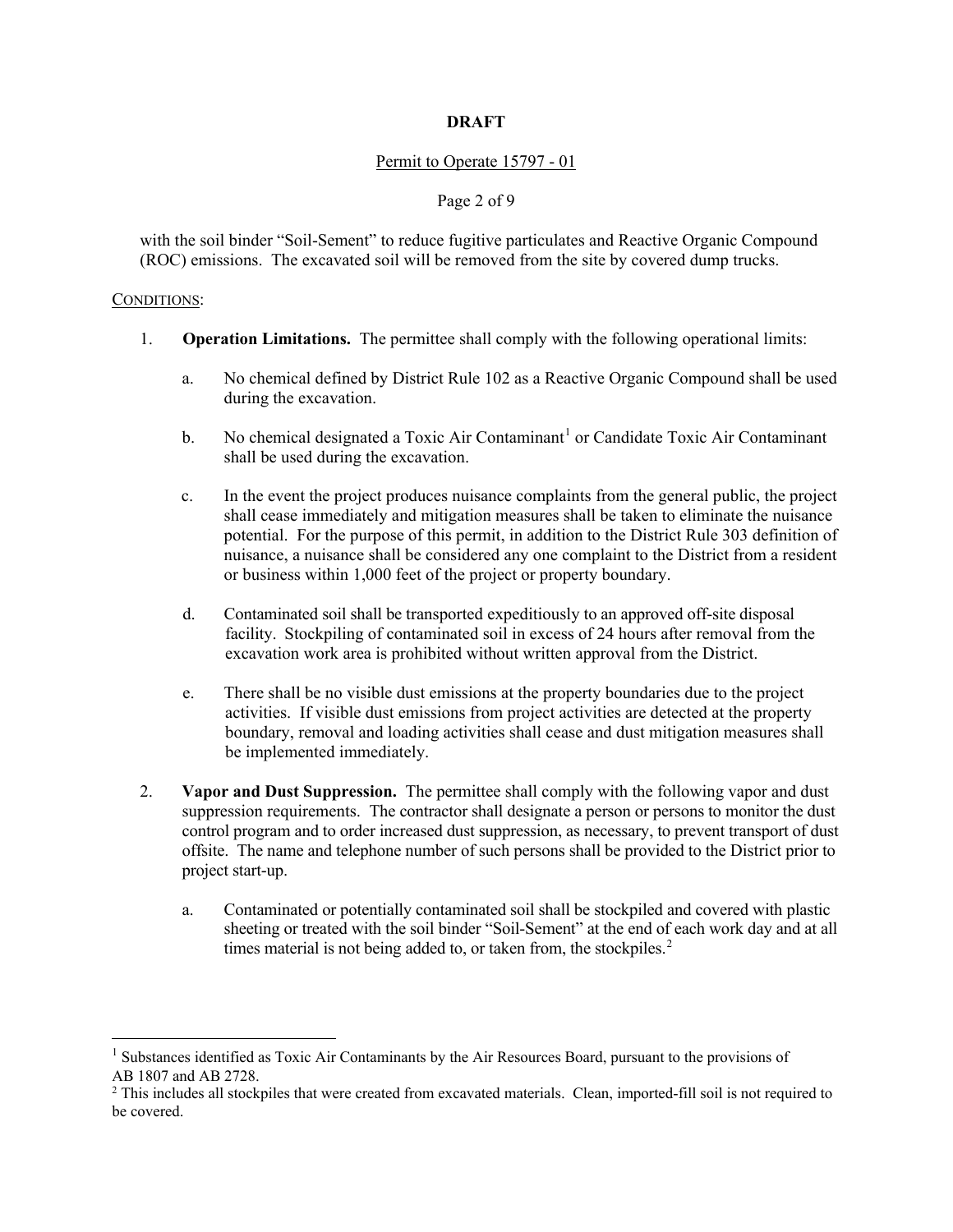with the soil binder "Soil-Sement" to reduce fugitive particulates and Reactive Organic Compound (ROC) emissions. The excavated soil will be removed from the site by covered dump trucks.

CONDITIONS:

1. **Operation Limitations.** The permittee shall comply with the following operational limits:

   a. No chemical defined by District Rule 102 as a Reactive Organic Compound shall be used during the excavation.

   b. No chemical designated a Toxic Air Contaminant[1] or Candidate Toxic Air Contaminant shall be used during the excavation.

   c. In the event the project produces nuisance complaints from the general public, the project shall cease immediately and mitigation measures shall be taken to eliminate the nuisance potential. For the purpose of this permit, in addition to the District Rule 303 definition of nuisance, a nuisance shall be considered any one complaint to the District from a resident or business within 1,000 feet of the project or property boundary.

   d. Contaminated soil shall be transported expeditiously to an approved off-site disposal facility. Stockpiling of contaminated soil in excess of 24 hours after removal from the excavation work area is prohibited without written approval from the District.

   e. There shall be no visible dust emissions at the property boundaries due to the project activities. If visible dust emissions from project activities are detected at the property boundary, removal and loading activities shall cease and dust mitigation measures shall be implemented immediately.

2. **Vapor and Dust Suppression.** The permittee shall comply with the following vapor and dust suppression requirements. The contractor shall designate a person or persons to monitor the dust control program and to order increased dust suppression, as necessary, to prevent transport of dust offsite. The name and telephone number of such persons shall be provided to the District prior to project start-up.

   a. Contaminated or potentially contaminated soil shall be stockpiled and covered with plastic sheeting or treated with the soil binder "Soil-Sement" at the end of each work day and at all times material is not being added to, or taken from, the stockpiles.[2]

---

[1] Substances identified as Toxic Air Contaminants by the Air Resources Board, pursuant to the provisions of AB 1807 and AB 2728.

[2] This includes all stockpiles that were created from excavated materials. Clean, imported-fill soil is not required to be covered.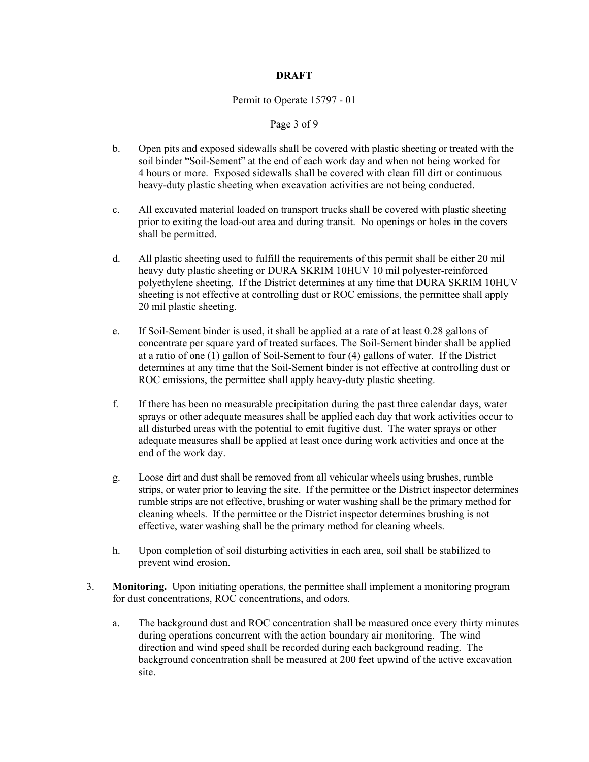b. Open pits and exposed sidewalls shall be covered with plastic sheeting or treated with the soil binder "Soil-Sement" at the end of each work day and when not being worked for 4 hours or more. Exposed sidewalls shall be covered with clean fill dirt or continuous heavy-duty plastic sheeting when excavation activities are not being conducted.

c. All excavated material loaded on transport trucks shall be covered with plastic sheeting prior to exiting the load-out area and during transit. No openings or holes in the covers shall be permitted.

d. All plastic sheeting used to fulfill the requirements of this permit shall be either 20 mil heavy duty plastic sheeting or DURA SKRIM 10HUV 10 mil polyester-reinforced polyethylene sheeting. If the District determines at any time that DURA SKRIM 10HUV sheeting is not effective at controlling dust or ROC emissions, the permittee shall apply 20 mil plastic sheeting.

e. If Soil-Sement binder is used, it shall be applied at a rate of at least 0.28 gallons of concentrate per square yard of treated surfaces. The Soil-Sement binder shall be applied at a ratio of one (1) gallon of Soil-Sement to four (4) gallons of water. If the District determines at any time that the Soil-Sement binder is not effective at controlling dust or ROC emissions, the permittee shall apply heavy-duty plastic sheeting.

f. If there has been no measurable precipitation during the past three calendar days, water sprays or other adequate measures shall be applied each day that work activities occur to all disturbed areas with the potential to emit fugitive dust. The water sprays or other adequate measures shall be applied at least once during work activities and once at the end of the work day.

g. Loose dirt and dust shall be removed from all vehicular wheels using brushes, rumble strips, or water prior to leaving the site. If the permittee or the District inspector determines rumble strips are not effective, brushing or water washing shall be the primary method for cleaning wheels. If the permittee or the District inspector determines brushing is not effective, water washing shall be the primary method for cleaning wheels.

h. Upon completion of soil disturbing activities in each area, soil shall be stabilized to prevent wind erosion.

3. **Monitoring.** Upon initiating operations, the permittee shall implement a monitoring program for dust concentrations, ROC concentrations, and odors.

   a. The background dust and ROC concentration shall be measured once every thirty minutes during operations concurrent with the action boundary air monitoring. The wind direction and wind speed shall be recorded during each background reading. The background concentration shall be measured at 200 feet upwind of the active excavation site.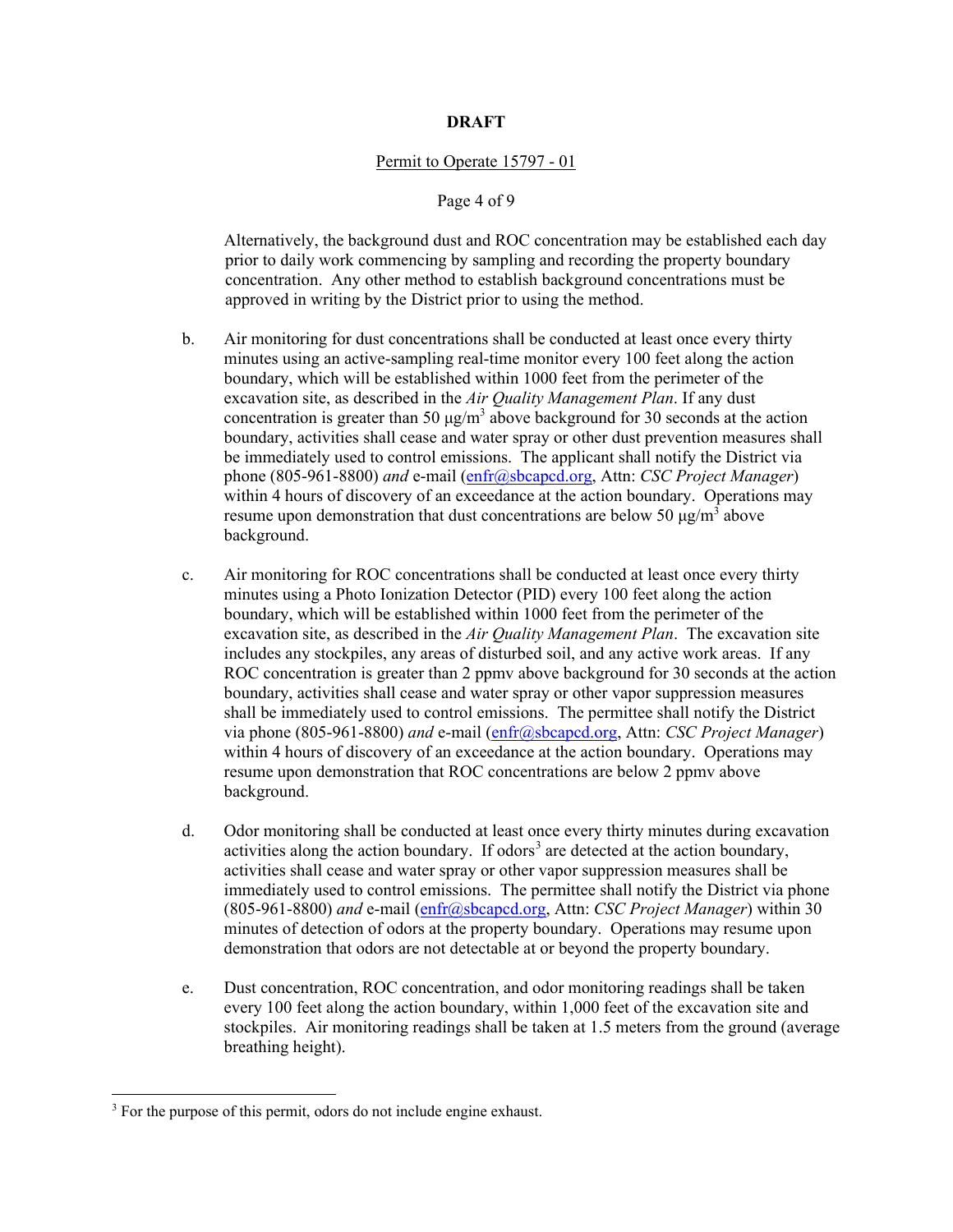Alternatively, the background dust and ROC concentration may be established each day prior to daily work commencing by sampling and recording the property boundary concentration. Any other method to establish background concentrations must be approved in writing by the District prior to using the method.

b. Air monitoring for dust concentrations shall be conducted at least once every thirty minutes using an active-sampling real-time monitor every 100 feet along the action boundary, which will be established within 1000 feet from the perimeter of the excavation site, as described in the *Air Quality Management Plan*. If any dust concentration is greater than 50 $\mu g/m^3$ above background for 30 seconds at the action boundary, activities shall cease and water spray or other dust prevention measures shall be immediately used to control emissions. The applicant shall notify the District via phone (805-961-8800) *and* e-mail (enfr@sbcapcd.org, Attn: *CSC Project Manager*) within 4 hours of discovery of an exceedance at the action boundary. Operations may resume upon demonstration that dust concentrations are below 50 $\mu g/m^3$ above background.

c. Air monitoring for ROC concentrations shall be conducted at least once every thirty minutes using a Photo Ionization Detector (PID) every 100 feet along the action boundary, which will be established within 1000 feet from the perimeter of the excavation site, as described in the *Air Quality Management Plan*. The excavation site includes any stockpiles, any areas of disturbed soil, and any active work areas. If any ROC concentration is greater than 2 ppmv above background for 30 seconds at the action boundary, activities shall cease and water spray or other vapor suppression measures shall be immediately used to control emissions. The permittee shall notify the District via phone (805-961-8800) *and* e-mail (enfr@sbcapcd.org, Attn: *CSC Project Manager*) within 4 hours of discovery of an exceedance at the action boundary. Operations may resume upon demonstration that ROC concentrations are below 2 ppmv above background.

d. Odor monitoring shall be conducted at least once every thirty minutes during excavation activities along the action boundary. If odors[3] are detected at the action boundary, activities shall cease and water spray or other vapor suppression measures shall be immediately used to control emissions. The permittee shall notify the District via phone (805-961-8800) *and* e-mail (enfr@sbcapcd.org, Attn: *CSC Project Manager*) within 30 minutes of detection of odors at the property boundary. Operations may resume upon demonstration that odors are not detectable at or beyond the property boundary.

e. Dust concentration, ROC concentration, and odor monitoring readings shall be taken every 100 feet along the action boundary, within 1,000 feet of the excavation site and stockpiles. Air monitoring readings shall be taken at 1.5 meters from the ground (average breathing height).

---

[3] For the purpose of this permit, odors do not include engine exhaust.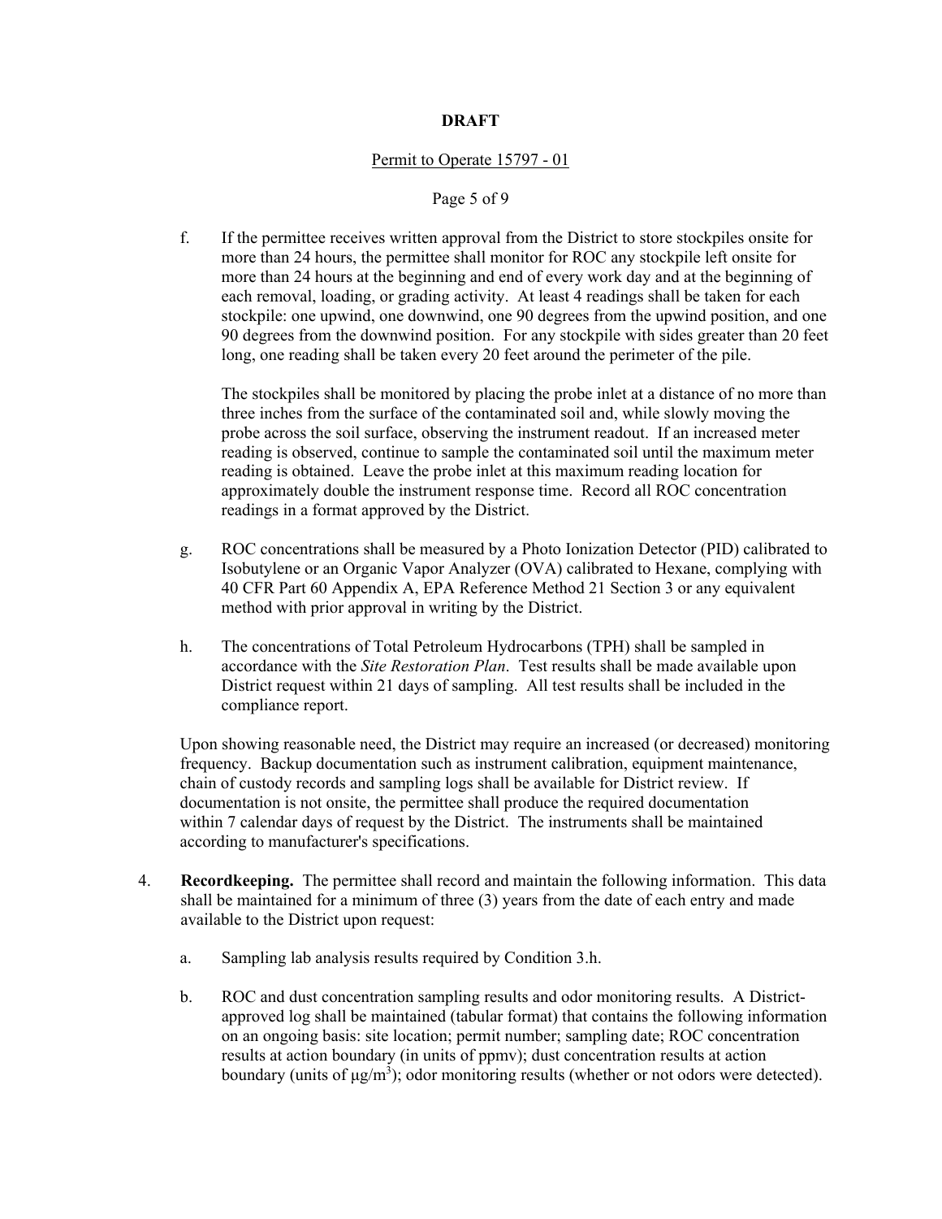f. If the permittee receives written approval from the District to store stockpiles onsite for more than 24 hours, the permittee shall monitor for ROC any stockpile left onsite for more than 24 hours at the beginning and end of every work day and at the beginning of each removal, loading, or grading activity. At least 4 readings shall be taken for each stockpile: one upwind, one downwind, one 90 degrees from the upwind position, and one 90 degrees from the downwind position. For any stockpile with sides greater than 20 feet long, one reading shall be taken every 20 feet around the perimeter of the pile.

   The stockpiles shall be monitored by placing the probe inlet at a distance of no more than three inches from the surface of the contaminated soil and, while slowly moving the probe across the soil surface, observing the instrument readout. If an increased meter reading is observed, continue to sample the contaminated soil until the maximum meter reading is obtained. Leave the probe inlet at this maximum reading location for approximately double the instrument response time. Record all ROC concentration readings in a format approved by the District.

g. ROC concentrations shall be measured by a Photo Ionization Detector (PID) calibrated to Isobutylene or an Organic Vapor Analyzer (OVA) calibrated to Hexane, complying with 40 CFR Part 60 Appendix A, EPA Reference Method 21 Section 3 or any equivalent method with prior approval in writing by the District.

h. The concentrations of Total Petroleum Hydrocarbons (TPH) shall be sampled in accordance with the *Site Restoration Plan*. Test results shall be made available upon District request within 21 days of sampling. All test results shall be included in the compliance report.

Upon showing reasonable need, the District may require an increased (or decreased) monitoring frequency. Backup documentation such as instrument calibration, equipment maintenance, chain of custody records and sampling logs shall be available for District review. If documentation is not onsite, the permittee shall produce the required documentation within 7 calendar days of request by the District. The instruments shall be maintained according to manufacturer's specifications.

4. **Recordkeeping.** The permittee shall record and maintain the following information. This data shall be maintained for a minimum of three (3) years from the date of each entry and made available to the District upon request:

   a. Sampling lab analysis results required by Condition 3.h.

   b. ROC and dust concentration sampling results and odor monitoring results. A District-approved log shall be maintained (tabular format) that contains the following information on an ongoing basis: site location; permit number; sampling date; ROC concentration results at action boundary (in units of ppmv); dust concentration results at action boundary (units of $\mu g/m^3$); odor monitoring results (whether or not odors were detected).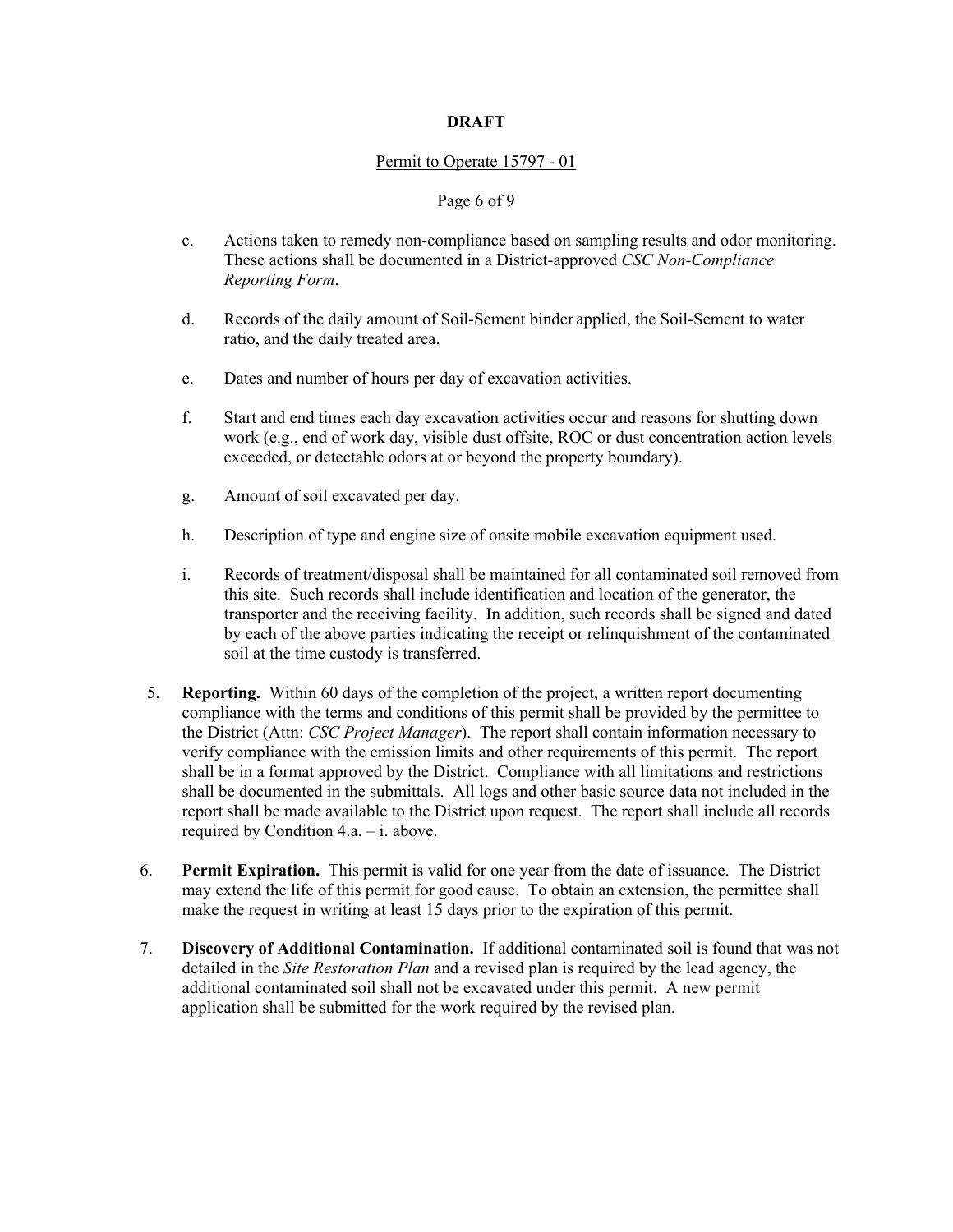**DRAFT**

Permit to Operate 15797 - 01

c. Actions taken to remedy non-compliance based on sampling results and odor monitoring. These actions shall be documented in a District-approved *CSC Non-Compliance Reporting Form*.

d. Records of the daily amount of Soil-Sement binder applied, the Soil-Sement to water ratio, and the daily treated area.

e. Dates and number of hours per day of excavation activities.

f. Start and end times each day excavation activities occur and reasons for shutting down work (e.g., end of work day, visible dust offsite, ROC or dust concentration action levels exceeded, or detectable odors at or beyond the property boundary).

g. Amount of soil excavated per day.

h. Description of type and engine size of onsite mobile excavation equipment used.

i. Records of treatment/disposal shall be maintained for all contaminated soil removed from this site. Such records shall include identification and location of the generator, the transporter and the receiving facility. In addition, such records shall be signed and dated by each of the above parties indicating the receipt or relinquishment of the contaminated soil at the time custody is transferred.

5. **Reporting.** Within 60 days of the completion of the project, a written report documenting compliance with the terms and conditions of this permit shall be provided by the permittee to the District (Attn: *CSC Project Manager*). The report shall contain information necessary to verify compliance with the emission limits and other requirements of this permit. The report shall be in a format approved by the District. Compliance with all limitations and restrictions shall be documented in the submittals. All logs and other basic source data not included in the report shall be made available to the District upon request. The report shall include all records required by Condition 4.a. – i. above.

6. **Permit Expiration.** This permit is valid for one year from the date of issuance. The District may extend the life of this permit for good cause. To obtain an extension, the permittee shall make the request in writing at least 15 days prior to the expiration of this permit.

7. **Discovery of Additional Contamination.** If additional contaminated soil is found that was not detailed in the *Site Restoration Plan* and a revised plan is required by the lead agency, the additional contaminated soil shall not be excavated under this permit. A new permit application shall be submitted for the work required by the revised plan.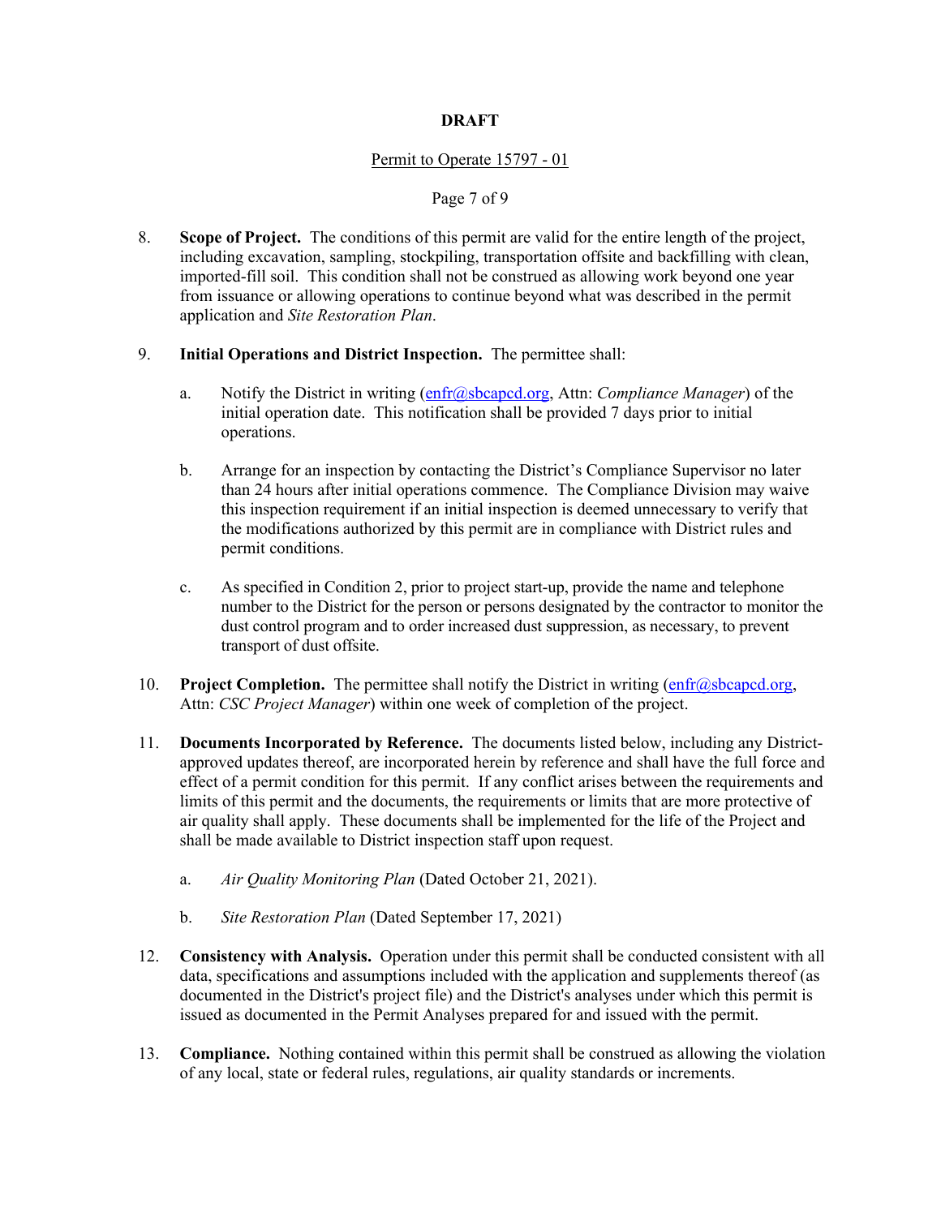**DRAFT**

8. **Scope of Project.** The conditions of this permit are valid for the entire length of the project, including excavation, sampling, stockpiling, transportation offsite and backfilling with clean, imported-fill soil. This condition shall not be construed as allowing work beyond one year from issuance or allowing operations to continue beyond what was described in the permit application and *Site Restoration Plan*.

9. **Initial Operations and District Inspection.** The permittee shall:

   a. Notify the District in writing (enfr@sbcapcd.org, Attn: *Compliance Manager*) of the initial operation date. This notification shall be provided 7 days prior to initial operations.

   b. Arrange for an inspection by contacting the District's Compliance Supervisor no later than 24 hours after initial operations commence. The Compliance Division may waive this inspection requirement if an initial inspection is deemed unnecessary to verify that the modifications authorized by this permit are in compliance with District rules and permit conditions.

   c. As specified in Condition 2, prior to project start-up, provide the name and telephone number to the District for the person or persons designated by the contractor to monitor the dust control program and to order increased dust suppression, as necessary, to prevent transport of dust offsite.

10. **Project Completion.** The permittee shall notify the District in writing (enfr@sbcapcd.org, Attn: *CSC Project Manager*) within one week of completion of the project.

11. **Documents Incorporated by Reference.** The documents listed below, including any District-approved updates thereof, are incorporated herein by reference and shall have the full force and effect of a permit condition for this permit. If any conflict arises between the requirements and limits of this permit and the documents, the requirements or limits that are more protective of air quality shall apply. These documents shall be implemented for the life of the Project and shall be made available to District inspection staff upon request.

    a. *Air Quality Monitoring Plan* (Dated October 21, 2021).

    b. *Site Restoration Plan* (Dated September 17, 2021)

12. **Consistency with Analysis.** Operation under this permit shall be conducted consistent with all data, specifications and assumptions included with the application and supplements thereof (as documented in the District's project file) and the District's analyses under which this permit is issued as documented in the Permit Analyses prepared for and issued with the permit.

13. **Compliance.** Nothing contained within this permit shall be construed as allowing the violation of any local, state or federal rules, regulations, air quality standards or increments.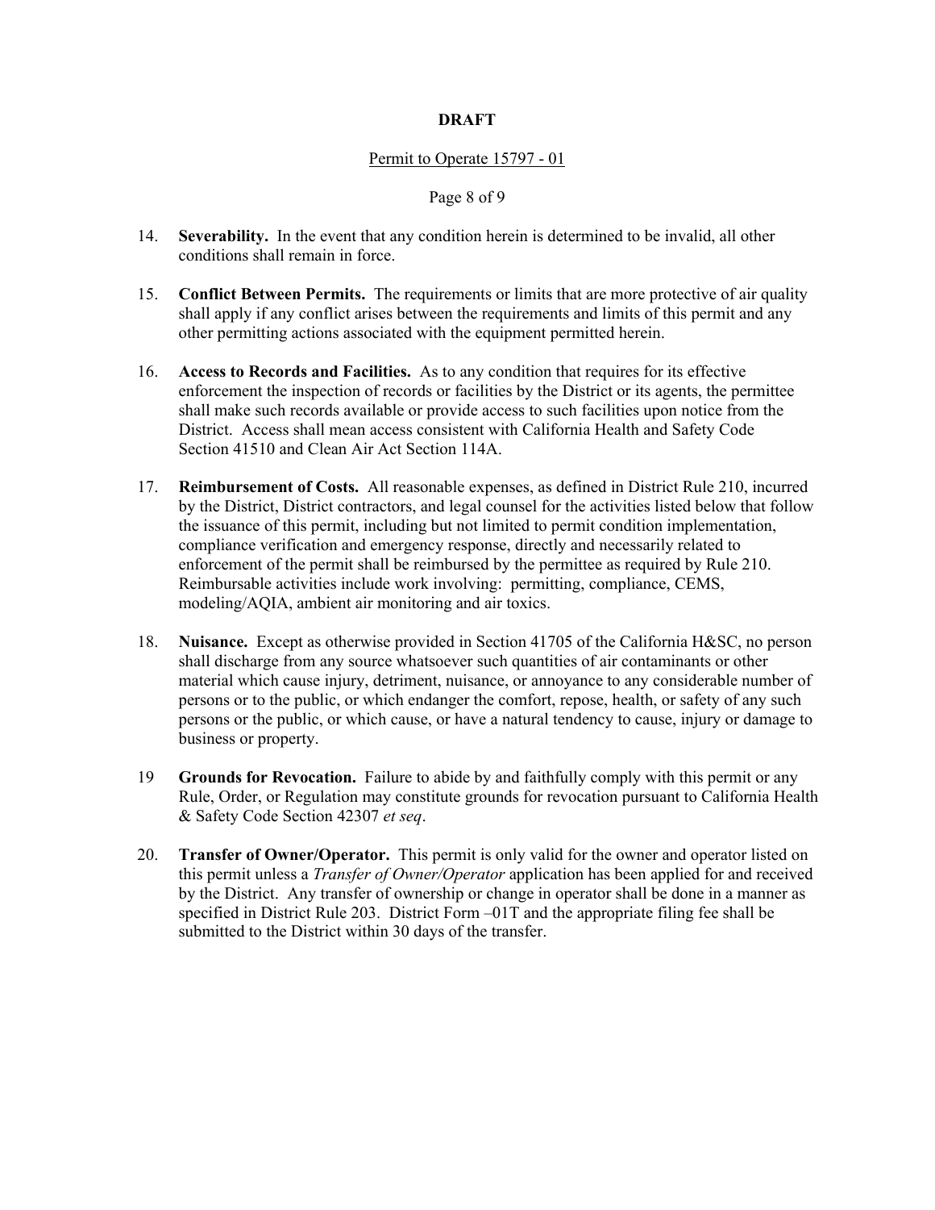14. **Severability.** In the event that any condition herein is determined to be invalid, all other conditions shall remain in force.

15. **Conflict Between Permits.** The requirements or limits that are more protective of air quality shall apply if any conflict arises between the requirements and limits of this permit and any other permitting actions associated with the equipment permitted herein.

16. **Access to Records and Facilities.** As to any condition that requires for its effective enforcement the inspection of records or facilities by the District or its agents, the permittee shall make such records available or provide access to such facilities upon notice from the District. Access shall mean access consistent with California Health and Safety Code Section 41510 and Clean Air Act Section 114A.

17. **Reimbursement of Costs.** All reasonable expenses, as defined in District Rule 210, incurred by the District, District contractors, and legal counsel for the activities listed below that follow the issuance of this permit, including but not limited to permit condition implementation, compliance verification and emergency response, directly and necessarily related to enforcement of the permit shall be reimbursed by the permittee as required by Rule 210. Reimbursable activities include work involving: permitting, compliance, CEMS, modeling/AQIA, ambient air monitoring and air toxics.

18. **Nuisance.** Except as otherwise provided in Section 41705 of the California H&SC, no person shall discharge from any source whatsoever such quantities of air contaminants or other material which cause injury, detriment, nuisance, or annoyance to any considerable number of persons or to the public, or which endanger the comfort, repose, health, or safety of any such persons or the public, or which cause, or have a natural tendency to cause, injury or damage to business or property.

19 **Grounds for Revocation.** Failure to abide by and faithfully comply with this permit or any Rule, Order, or Regulation may constitute grounds for revocation pursuant to California Health & Safety Code Section 42307 *et seq*.

20. **Transfer of Owner/Operator.** This permit is only valid for the owner and operator listed on this permit unless a *Transfer of Owner/Operator* application has been applied for and received by the District. Any transfer of ownership or change in operator shall be done in a manner as specified in District Rule 203. District Form –01T and the appropriate filing fee shall be submitted to the District within 30 days of the transfer.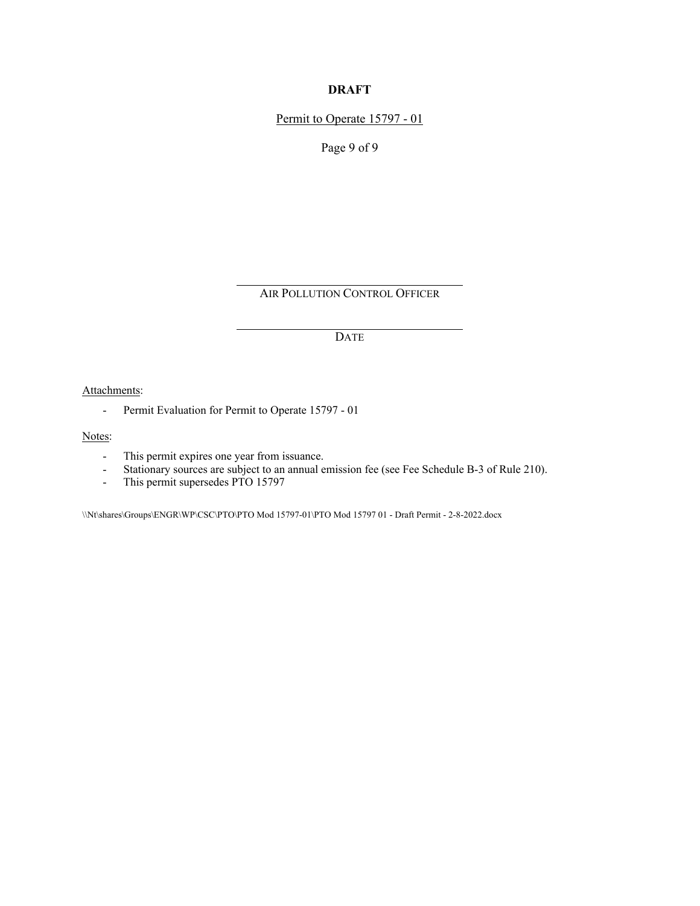**DRAFT**

Permit to Operate 15797 - 01

\_\_\_\_\_\_\_\_\_\_\_\_\_\_\_\_\_\_\_\_\_\_\_\_\_\_\_\_\_\_\_\_\_\_\_\_\_\_\_\_

AIR POLLUTION CONTROL OFFICER

\_\_\_\_\_\_\_\_\_\_\_\_\_\_\_\_\_\_\_\_\_\_\_\_\_\_\_\_\_\_\_\_\_\_\_\_\_\_\_\_

DATE

Attachments:

- Permit Evaluation for Permit to Operate 15797 - 01

Notes:

- This permit expires one year from issuance.
- Stationary sources are subject to an annual emission fee (see Fee Schedule B-3 of Rule 210).
- This permit supersedes PTO 15797

\\Nt\shares\Groups\ENGR\WP\CSC\PTO\PTO Mod 15797-01\PTO Mod 15797 01 - Draft Permit - 2-8-2022.docx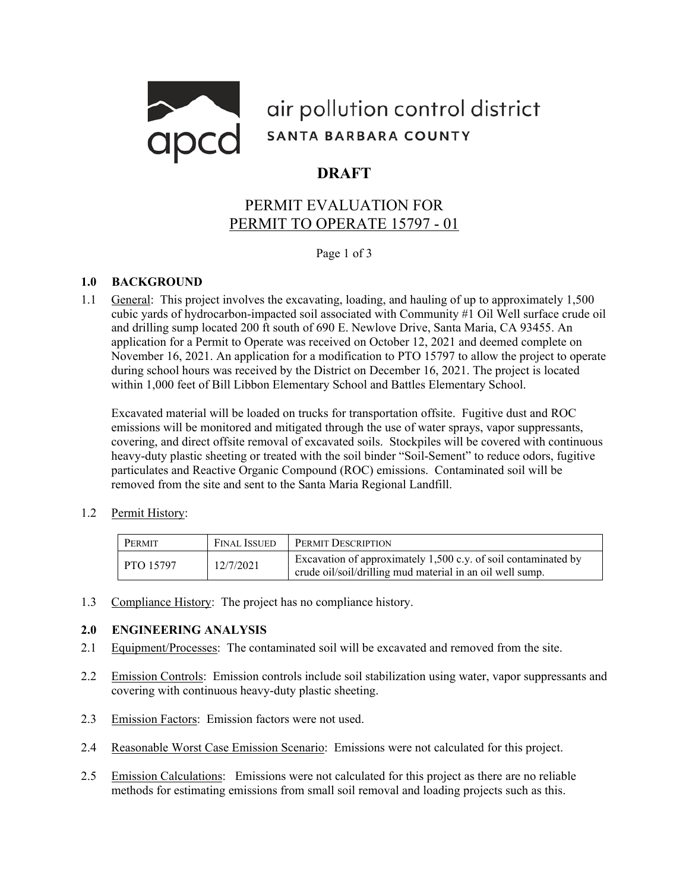air pollution control district
SANTA BARBARA COUNTY

# DRAFT

## PERMIT EVALUATION FOR PERMIT TO OPERATE 15797 - 01

### 1.0 BACKGROUND

1.1 General: This project involves the excavating, loading, and hauling of up to approximately 1,500 cubic yards of hydrocarbon-impacted soil associated with Community #1 Oil Well surface crude oil and drilling sump located 200 ft south of 690 E. Newlove Drive, Santa Maria, CA 93455. An application for a Permit to Operate was received on October 12, 2021 and deemed complete on November 16, 2021. An application for a modification to PTO 15797 to allow the project to operate during school hours was received by the District on December 16, 2021. The project is located within 1,000 feet of Bill Libbon Elementary School and Battles Elementary School.

Excavated material will be loaded on trucks for transportation offsite. Fugitive dust and ROC emissions will be monitored and mitigated through the use of water sprays, vapor suppressants, covering, and direct offsite removal of excavated soils. Stockpiles will be covered with continuous heavy-duty plastic sheeting or treated with the soil binder "Soil-Sement" to reduce odors, fugitive particulates and Reactive Organic Compound (ROC) emissions. Contaminated soil will be removed from the site and sent to the Santa Maria Regional Landfill.

1.2 Permit History:

| PERMIT | FINAL ISSUED | PERMIT DESCRIPTION |
|---|---|---|
| PTO 15797 | 12/7/2021 | Excavation of approximately 1,500 c.y. of soil contaminated by crude oil/soil/drilling mud material in an oil well sump. |

1.3 Compliance History: The project has no compliance history.

### 2.0 ENGINEERING ANALYSIS

2.1 Equipment/Processes: The contaminated soil will be excavated and removed from the site.

2.2 Emission Controls: Emission controls include soil stabilization using water, vapor suppressants and covering with continuous heavy-duty plastic sheeting.

2.3 Emission Factors: Emission factors were not used.

2.4 Reasonable Worst Case Emission Scenario: Emissions were not calculated for this project.

2.5 Emission Calculations: Emissions were not calculated for this project as there are no reliable methods for estimating emissions from small soil removal and loading projects such as this.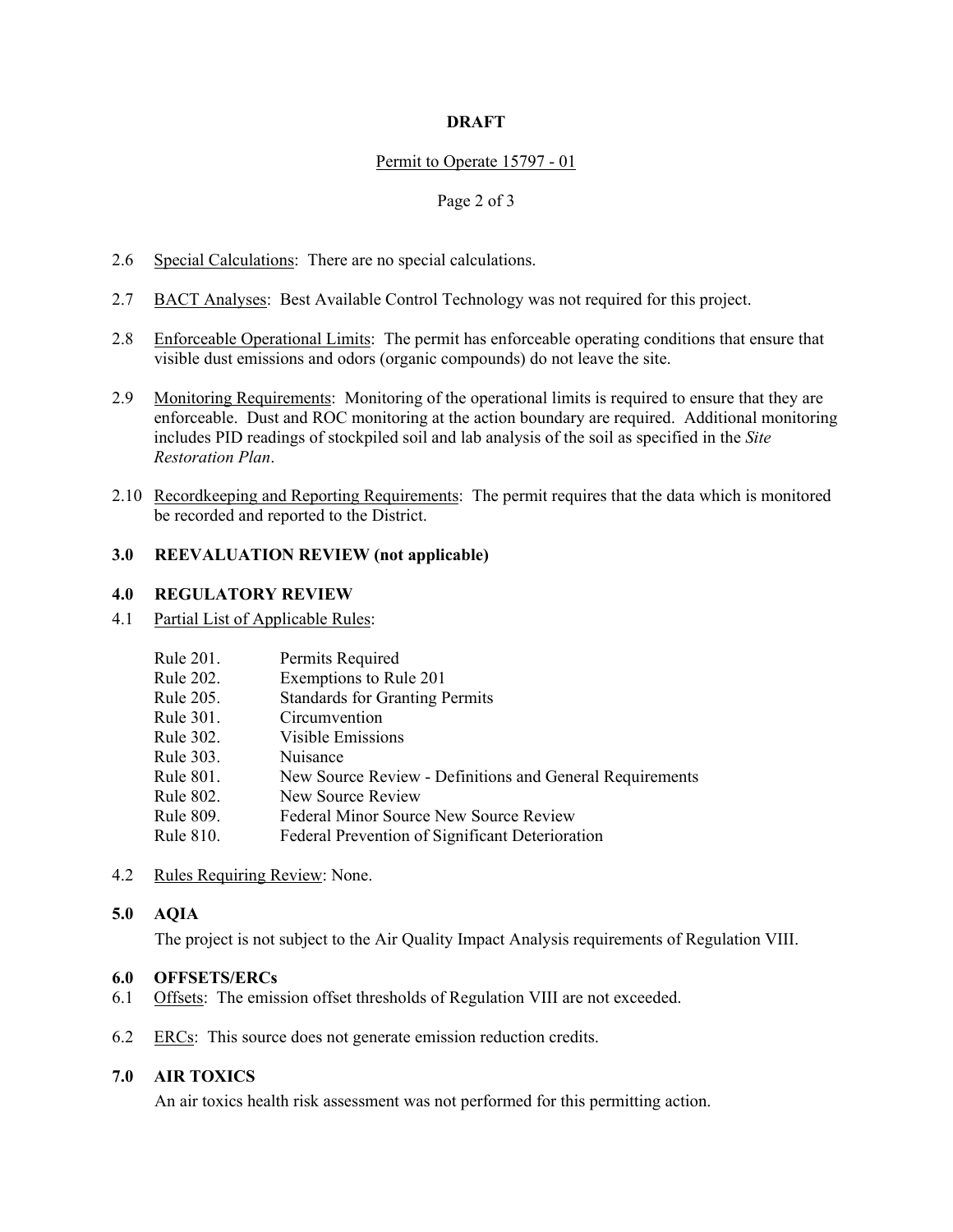**DRAFT**

Permit to Operate 15797 - 01

2.6 Special Calculations: There are no special calculations.

2.7 BACT Analyses: Best Available Control Technology was not required for this project.

2.8 Enforceable Operational Limits: The permit has enforceable operating conditions that ensure that visible dust emissions and odors (organic compounds) do not leave the site.

2.9 Monitoring Requirements: Monitoring of the operational limits is required to ensure that they are enforceable. Dust and ROC monitoring at the action boundary are required. Additional monitoring includes PID readings of stockpiled soil and lab analysis of the soil as specified in the *Site Restoration Plan*.

2.10 Recordkeeping and Reporting Requirements: The permit requires that the data which is monitored be recorded and reported to the District.

## 3.0 REEVALUATION REVIEW (not applicable)

## 4.0 REGULATORY REVIEW

4.1 Partial List of Applicable Rules:

| | |
|---|---|
| Rule 201. | Permits Required |
| Rule 202. | Exemptions to Rule 201 |
| Rule 205. | Standards for Granting Permits |
| Rule 301. | Circumvention |
| Rule 302. | Visible Emissions |
| Rule 303. | Nuisance |
| Rule 801. | New Source Review - Definitions and General Requirements |
| Rule 802. | New Source Review |
| Rule 809. | Federal Minor Source New Source Review |
| Rule 810. | Federal Prevention of Significant Deterioration |

4.2 Rules Requiring Review: None.

## 5.0 AQIA

The project is not subject to the Air Quality Impact Analysis requirements of Regulation VIII.

## 6.0 OFFSETS/ERCs

6.1 Offsets: The emission offset thresholds of Regulation VIII are not exceeded.

6.2 ERCs: This source does not generate emission reduction credits.

## 7.0 AIR TOXICS

An air toxics health risk assessment was not performed for this permitting action.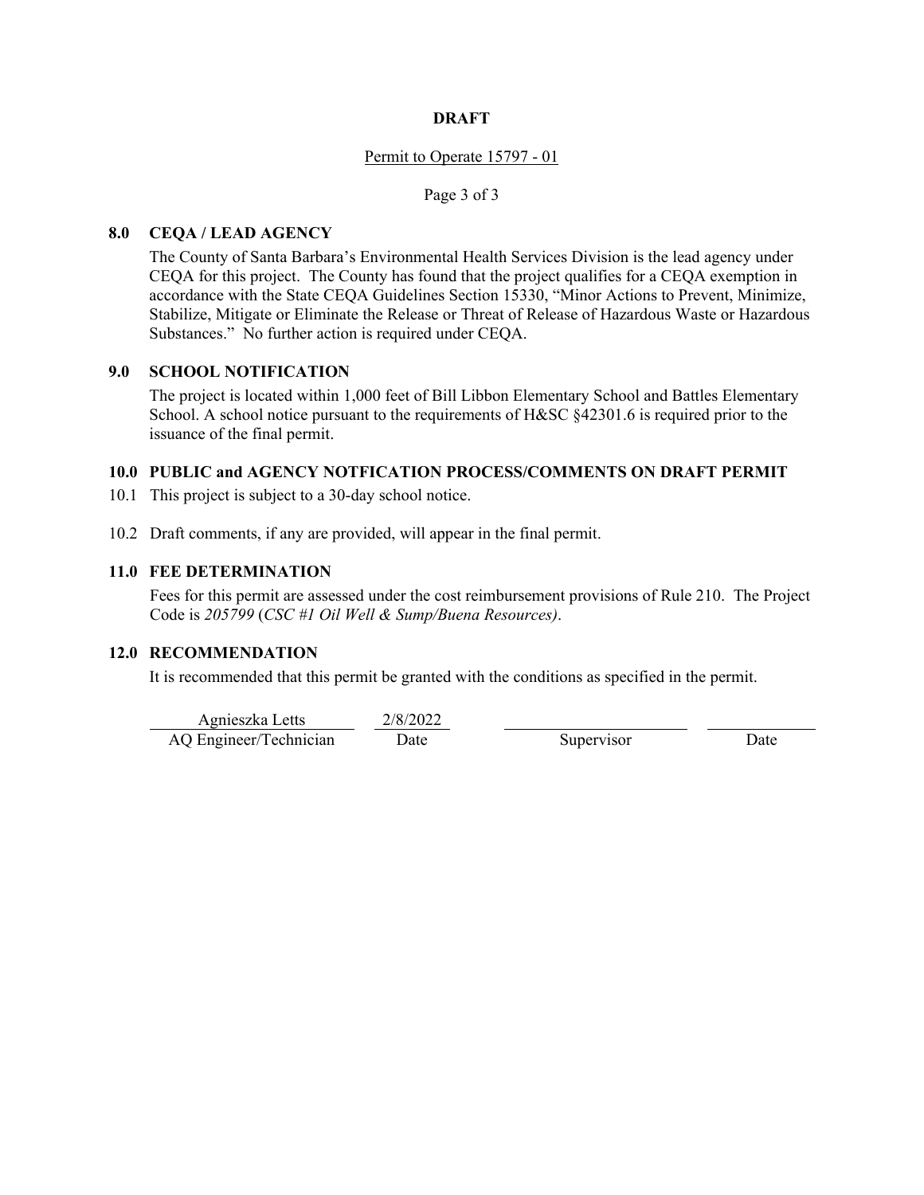**DRAFT**

Permit to Operate 15797 - 01

## 8.0 CEQA / LEAD AGENCY

The County of Santa Barbara's Environmental Health Services Division is the lead agency under CEQA for this project. The County has found that the project qualifies for a CEQA exemption in accordance with the State CEQA Guidelines Section 15330, "Minor Actions to Prevent, Minimize, Stabilize, Mitigate or Eliminate the Release or Threat of Release of Hazardous Waste or Hazardous Substances." No further action is required under CEQA.

## 9.0 SCHOOL NOTIFICATION

The project is located within 1,000 feet of Bill Libbon Elementary School and Battles Elementary School. A school notice pursuant to the requirements of H&SC §42301.6 is required prior to the issuance of the final permit.

## 10.0 PUBLIC and AGENCY NOTFICATION PROCESS/COMMENTS ON DRAFT PERMIT

10.1 This project is subject to a 30-day school notice.

10.2 Draft comments, if any are provided, will appear in the final permit.

## 11.0 FEE DETERMINATION

Fees for this permit are assessed under the cost reimbursement provisions of Rule 210. The Project Code is *205799* (*CSC #1 Oil Well & Sump/Buena Resources)*.

## 12.0 RECOMMENDATION

It is recommended that this permit be granted with the conditions as specified in the permit.

| Agnieszka Letts | 2/8/2022 | | |
|---|---|---|---|
| AQ Engineer/Technician | Date | Supervisor | Date |